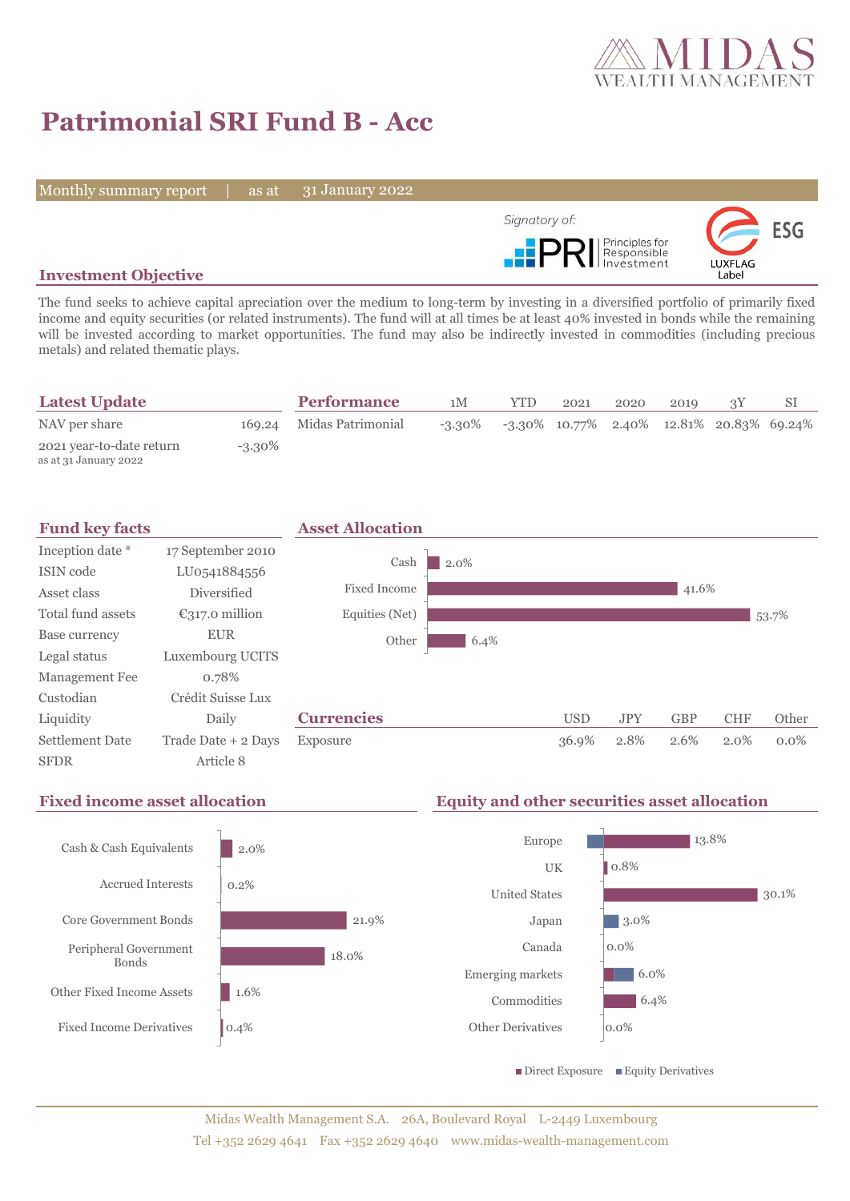# Patrimonial SRI Fund B - Acc

Monthly summary report | as at 31 January 2022

Signatory of: PRI Principles for Responsible Investment

ESG LUXFLAG Label

## Investment Objective

The fund seeks to achieve capital apreciation over the medium to long-term by investing in a diversified portfolio of primarily fixed income and equity securities (or related instruments). The fund will at all times be at least 40% invested in bonds while the remaining will be invested according to market opportunities. The fund may also be indirectly invested in commodities (including precious metals) and related thematic plays.

## Latest Update

| | |
|---|---|
| NAV per share | 169.24 |
| 2021 year-to-date return<br>as at 31 January 2022 | -3.30% |

## Performance

| | 1M | YTD | 2021 | 2020 | 2019 | 3Y | SI |
|---|---|---|---|---|---|---|---|
| Midas Patrimonial | -3.30% | -3.30% | 10.77% | 2.40% | 12.81% | 20.83% | 69.24% |

## Fund key facts

| | |
|---|---|
| Inception date * | 17 September 2010 |
| ISIN code | LU0541884556 |
| Asset class | Diversified |
| Total fund assets | €317.0 million |
| Base currency | EUR |
| Legal status | Luxembourg UCITS |
| Management Fee | 0.78% |
| Custodian | Crédit Suisse Lux |
| Liquidity | Daily |
| Settlement Date | Trade Date + 2 Days |
| SFDR | Article 8 |

## Asset Allocation

| | |
|---|---|
| Cash | 2.0% |
| Fixed Income | 41.6% |
| Equities (Net) | 53.7% |
| Other | 6.4% |

## Currencies

| | USD | JPY | GBP | CHF | Other |
|---|---|---|---|---|---|
| Exposure | 36.9% | 2.8% | 2.6% | 2.0% | 0.0% |

## Fixed income asset allocation

| | |
|---|---|
| Cash & Cash Equivalents | 2.0% |
| Accrued Interests | 0.2% |
| Core Government Bonds | 21.9% |
| Peripheral Government Bonds | 18.0% |
| Other Fixed Income Assets | 1.6% |
| Fixed Income Derivatives | 0.4% |

## Equity and other securities asset allocation

| | |
|---|---|
| Europe | 13.8% |
| UK | 0.8% |
| United States | 30.1% |
| Japan | 3.0% |
| Canada | 0.0% |
| Emerging markets | 6.0% |
| Commodities | 6.4% |
| Other Derivatives | 0.0% |

■ Direct Exposure ■ Equity Derivatives

Midas Wealth Management S.A. 26A, Boulevard Royal L-2449 Luxembourg
Tel +352 2629 4641 Fax +352 2629 4640 www.midas-wealth-management.com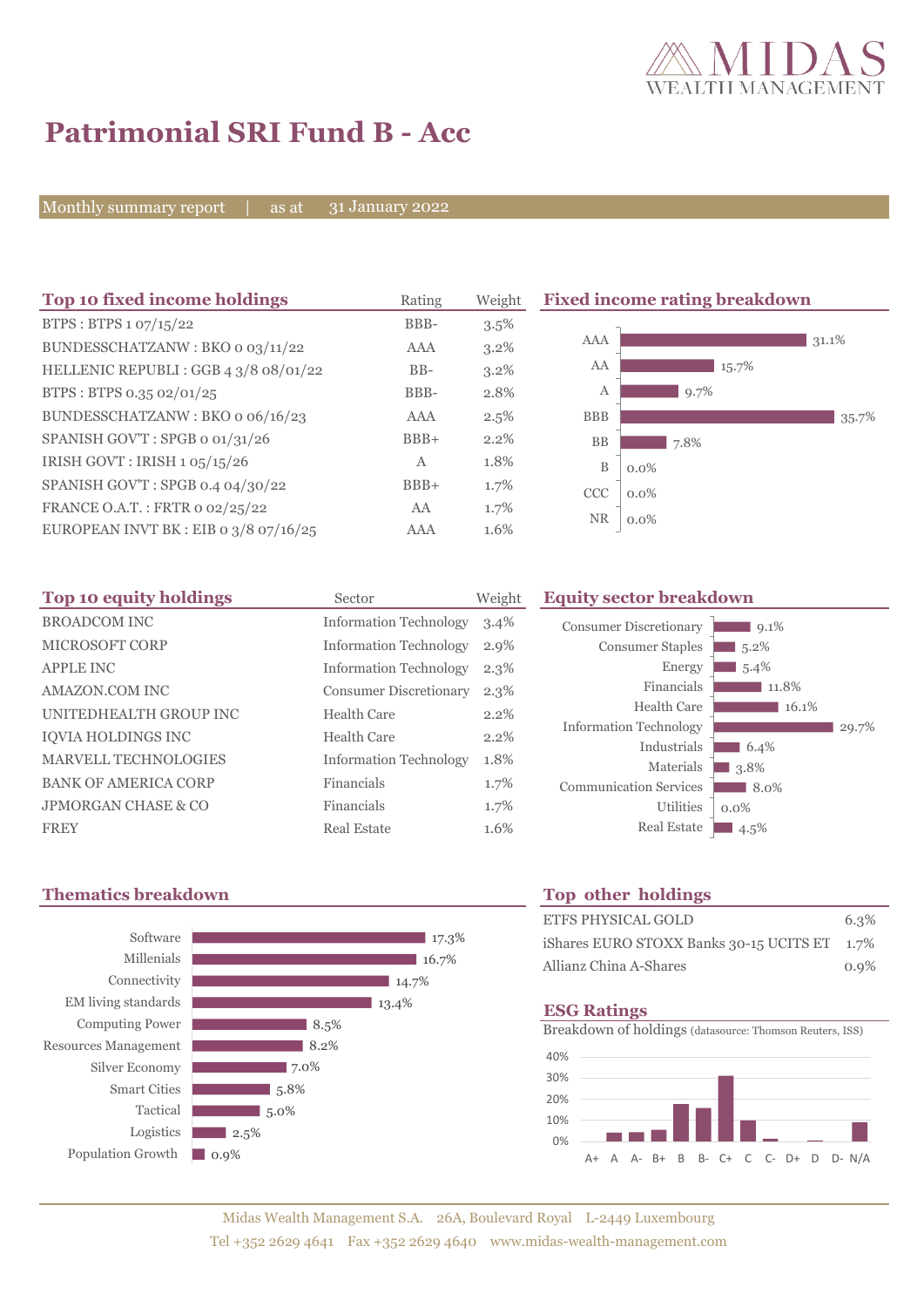# Patrimonial SRI Fund B - Acc

Monthly summary report | as at 31 January 2022

## Top 10 fixed income holdings

| Top 10 fixed income holdings | Rating | Weight |
|---|---|---|
| BTPS : BTPS 1 07/15/22 | BBB- | 3.5% |
| BUNDESSCHATZANW : BKO 0 03/11/22 | AAA | 3.2% |
| HELLENIC REPUBLI : GGB 4 3/8 08/01/22 | BB- | 3.2% |
| BTPS : BTPS 0.35 02/01/25 | BBB- | 2.8% |
| BUNDESSCHATZANW : BKO 0 06/16/23 | AAA | 2.5% |
| SPANISH GOV'T : SPGB 0 01/31/26 | BBB+ | 2.2% |
| IRISH GOVT : IRISH 1 05/15/26 | A | 1.8% |
| SPANISH GOV'T : SPGB 0.4 04/30/22 | BBB+ | 1.7% |
| FRANCE O.A.T. : FRTR 0 02/25/22 | AA | 1.7% |
| EUROPEAN INVT BK : EIB 0 3/8 07/16/25 | AAA | 1.6% |

## Fixed income rating breakdown

| Rating | Weight |
|---|---|
| AAA | 31.1% |
| AA | 15.7% |
| A | 9.7% |
| BBB | 35.7% |
| BB | 7.8% |
| B | 0.0% |
| CCC | 0.0% |
| NR | 0.0% |

## Top 10 equity holdings

| Top 10 equity holdings | Sector | Weight |
|---|---|---|
| BROADCOM INC | Information Technology | 3.4% |
| MICROSOFT CORP | Information Technology | 2.9% |
| APPLE INC | Information Technology | 2.3% |
| AMAZON.COM INC | Consumer Discretionary | 2.3% |
| UNITEDHEALTH GROUP INC | Health Care | 2.2% |
| IQVIA HOLDINGS INC | Health Care | 2.2% |
| MARVELL TECHNOLOGIES | Information Technology | 1.8% |
| BANK OF AMERICA CORP | Financials | 1.7% |
| JPMORGAN CHASE & CO | Financials | 1.7% |
| FREY | Real Estate | 1.6% |

## Equity sector breakdown

| Sector | Weight |
|---|---|
| Consumer Discretionary | 9.1% |
| Consumer Staples | 5.2% |
| Energy | 5.4% |
| Financials | 11.8% |
| Health Care | 16.1% |
| Information Technology | 29.7% |
| Industrials | 6.4% |
| Materials | 3.8% |
| Communication Services | 8.0% |
| Utilities | 0.0% |
| Real Estate | 4.5% |

## Thematics breakdown

| Thematic | Weight |
|---|---|
| Software | 17.3% |
| Millenials | 16.7% |
| Connectivity | 14.7% |
| EM living standards | 13.4% |
| Computing Power | 8.5% |
| Resources Management | 8.2% |
| Silver Economy | 7.0% |
| Smart Cities | 5.8% |
| Tactical | 5.0% |
| Logistics | 2.5% |
| Population Growth | 0.9% |

## Top other holdings

| Holding | Weight |
|---|---|
| ETFS PHYSICAL GOLD | 6.3% |
| iShares EURO STOXX Banks 30-15 UCITS ET | 1.7% |
| Allianz China A-Shares | 0.9% |

## ESG Ratings

Breakdown of holdings (datasource: Thomson Reuters, ISS)

| Rating | A+ | A | A- | B+ | B | B- | C+ | C | C- | D+ | D | D- | N/A |
|---|---|---|---|---|---|---|---|---|---|---|---|---|---|
| Approx. share | 0% | 4% | 4% | 5% | 17% | 16% | 31% | 10% | 1% | 0% | 0.5% | 0% | 9% |

Midas Wealth Management S.A. 26A, Boulevard Royal L-2449 Luxembourg
Tel +352 2629 4641 Fax +352 2629 4640 www.midas-wealth-management.com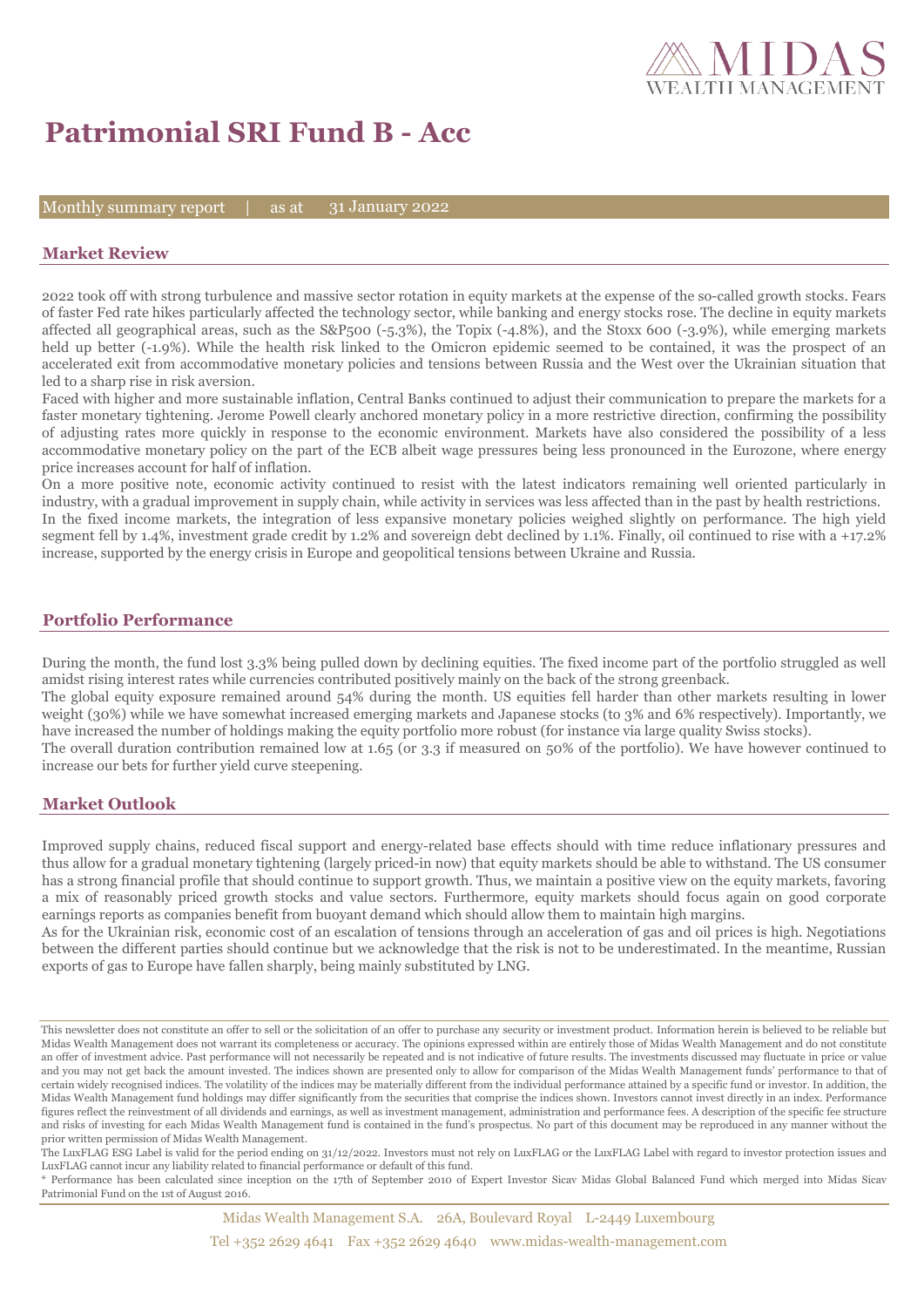# Patrimonial SRI Fund B - Acc

Monthly summary report | as at 31 January 2022

## Market Review

2022 took off with strong turbulence and massive sector rotation in equity markets at the expense of the so-called growth stocks. Fears of faster Fed rate hikes particularly affected the technology sector, while banking and energy stocks rose. The decline in equity markets affected all geographical areas, such as the S&P500 (-5.3%), the Topix (-4.8%), and the Stoxx 600 (-3.9%), while emerging markets held up better (-1.9%). While the health risk linked to the Omicron epidemic seemed to be contained, it was the prospect of an accelerated exit from accommodative monetary policies and tensions between Russia and the West over the Ukrainian situation that led to a sharp rise in risk aversion.

Faced with higher and more sustainable inflation, Central Banks continued to adjust their communication to prepare the markets for a faster monetary tightening. Jerome Powell clearly anchored monetary policy in a more restrictive direction, confirming the possibility of adjusting rates more quickly in response to the economic environment. Markets have also considered the possibility of a less accommodative monetary policy on the part of the ECB albeit wage pressures being less pronounced in the Eurozone, where energy price increases account for half of inflation.

On a more positive note, economic activity continued to resist with the latest indicators remaining well oriented particularly in industry, with a gradual improvement in supply chain, while activity in services was less affected than in the past by health restrictions.

In the fixed income markets, the integration of less expansive monetary policies weighed slightly on performance. The high yield segment fell by 1.4%, investment grade credit by 1.2% and sovereign debt declined by 1.1%. Finally, oil continued to rise with a +17.2% increase, supported by the energy crisis in Europe and geopolitical tensions between Ukraine and Russia.

## Portfolio Performance

During the month, the fund lost 3.3% being pulled down by declining equities. The fixed income part of the portfolio struggled as well amidst rising interest rates while currencies contributed positively mainly on the back of the strong greenback.

The global equity exposure remained around 54% during the month. US equities fell harder than other markets resulting in lower weight (30%) while we have somewhat increased emerging markets and Japanese stocks (to 3% and 6% respectively). Importantly, we have increased the number of holdings making the equity portfolio more robust (for instance via large quality Swiss stocks).

The overall duration contribution remained low at 1.65 (or 3.3 if measured on 50% of the portfolio). We have however continued to increase our bets for further yield curve steepening.

## Market Outlook

Improved supply chains, reduced fiscal support and energy-related base effects should with time reduce inflationary pressures and thus allow for a gradual monetary tightening (largely priced-in now) that equity markets should be able to withstand. The US consumer has a strong financial profile that should continue to support growth. Thus, we maintain a positive view on the equity markets, favoring a mix of reasonably priced growth stocks and value sectors. Furthermore, equity markets should focus again on good corporate earnings reports as companies benefit from buoyant demand which should allow them to maintain high margins.

As for the Ukrainian risk, economic cost of an escalation of tensions through an acceleration of gas and oil prices is high. Negotiations between the different parties should continue but we acknowledge that the risk is not to be underestimated. In the meantime, Russian exports of gas to Europe have fallen sharply, being mainly substituted by LNG.

This newsletter does not constitute an offer to sell or the solicitation of an offer to purchase any security or investment product. Information herein is believed to be reliable but Midas Wealth Management does not warrant its completeness or accuracy. The opinions expressed within are entirely those of Midas Wealth Management and do not constitute an offer of investment advice. Past performance will not necessarily be repeated and is not indicative of future results. The investments discussed may fluctuate in price or value and you may not get back the amount invested. The indices shown are presented only to allow for comparison of the Midas Wealth Management funds' performance to that of certain widely recognised indices. The volatility of the indices may be materially different from the individual performance attained by a specific fund or investor. In addition, the Midas Wealth Management fund holdings may differ significantly from the securities that comprise the indices shown. Investors cannot invest directly in an index. Performance figures reflect the reinvestment of all dividends and earnings, as well as investment management, administration and performance fees. A description of the specific fee structure and risks of investing for each Midas Wealth Management fund is contained in the fund's prospectus. No part of this document may be reproduced in any manner without the prior written permission of Midas Wealth Management.

The LuxFLAG ESG Label is valid for the period ending on 31/12/2022. Investors must not rely on LuxFLAG or the LuxFLAG Label with regard to investor protection issues and LuxFLAG cannot incur any liability related to financial performance or default of this fund.

* Performance has been calculated since inception on the 17th of September 2010 of Expert Investor Sicav Midas Global Balanced Fund which merged into Midas Sicav Patrimonial Fund on the 1st of August 2016.

Midas Wealth Management S.A. 26A, Boulevard Royal L-2449 Luxembourg

Tel +352 2629 4641 Fax +352 2629 4640 www.midas-wealth-management.com